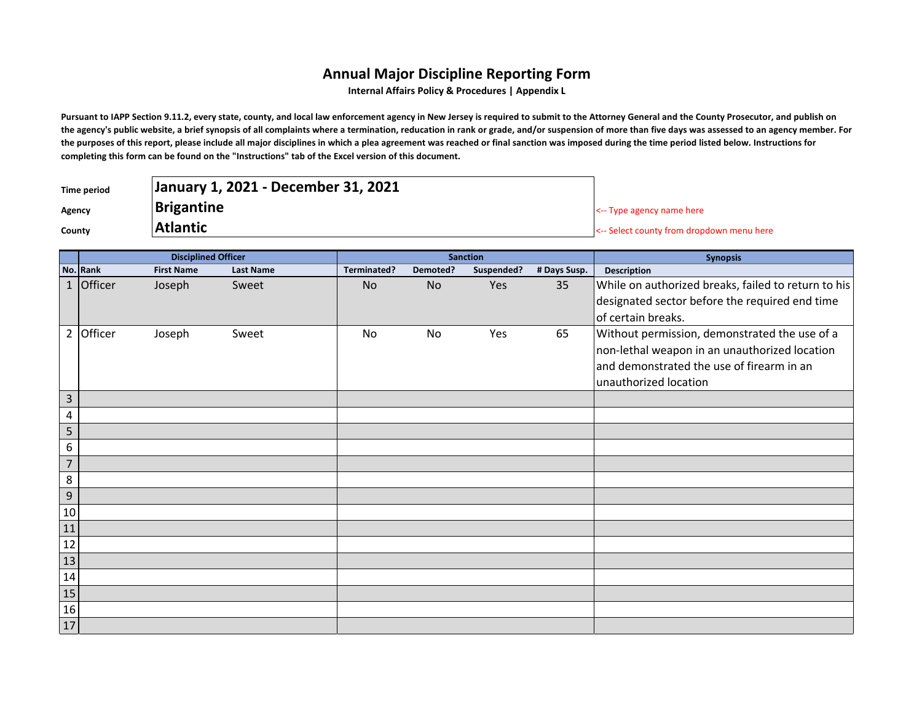# Annual Major Discipline Reporting Form

**Internal Affairs Policy & Procedures | Appendix L**

**Pursuant to IAPP Section 9.11.2, every state, county, and local law enforcement agency in New Jersey is required to submit to the Attorney General and the County Prosecutor, and publish on the agency's public website, a brief synopsis of all complaints where a termination, reducation in rank or grade, and/or suspension of more than five days was assessed to an agency member. For the purposes of this report, please include all major disciplines in which a plea agreement was reached or final sanction was imposed during the time period listed below. Instructions for completing this form can be found on the "Instructions" tab of the Excel version of this document.**

| | | |
|---|---|---|
| **Time period** | **January 1, 2021 - December 31, 2021** | |
| **Agency** | **Brigantine** | <-- Type agency name here |
| **County** | **Atlantic** | <-- Select county from dropdown menu here |

| | Disciplined Officer | | | Sanction | | | | Synopsis |
|---|---|---|---|---|---|---|---|---|
| **No.** | **Rank** | **First Name** | **Last Name** | **Terminated?** | **Demoted?** | **Suspended?** | **# Days Susp.** | **Description** |
| 1 | Officer | Joseph | Sweet | No | No | Yes | 35 | While on authorized breaks, failed to return to his designated sector before the required end time of certain breaks. |
| 2 | Officer | Joseph | Sweet | No | No | Yes | 65 | Without permission, demonstrated the use of a non-lethal weapon in an unauthorized location and demonstrated the use of firearm in an unauthorized location |
| 3 | | | | | | | | |
| 4 | | | | | | | | |
| 5 | | | | | | | | |
| 6 | | | | | | | | |
| 7 | | | | | | | | |
| 8 | | | | | | | | |
| 9 | | | | | | | | |
| 10 | | | | | | | | |
| 11 | | | | | | | | |
| 12 | | | | | | | | |
| 13 | | | | | | | | |
| 14 | | | | | | | | |
| 15 | | | | | | | | |
| 16 | | | | | | | | |
| 17 | | | | | | | | |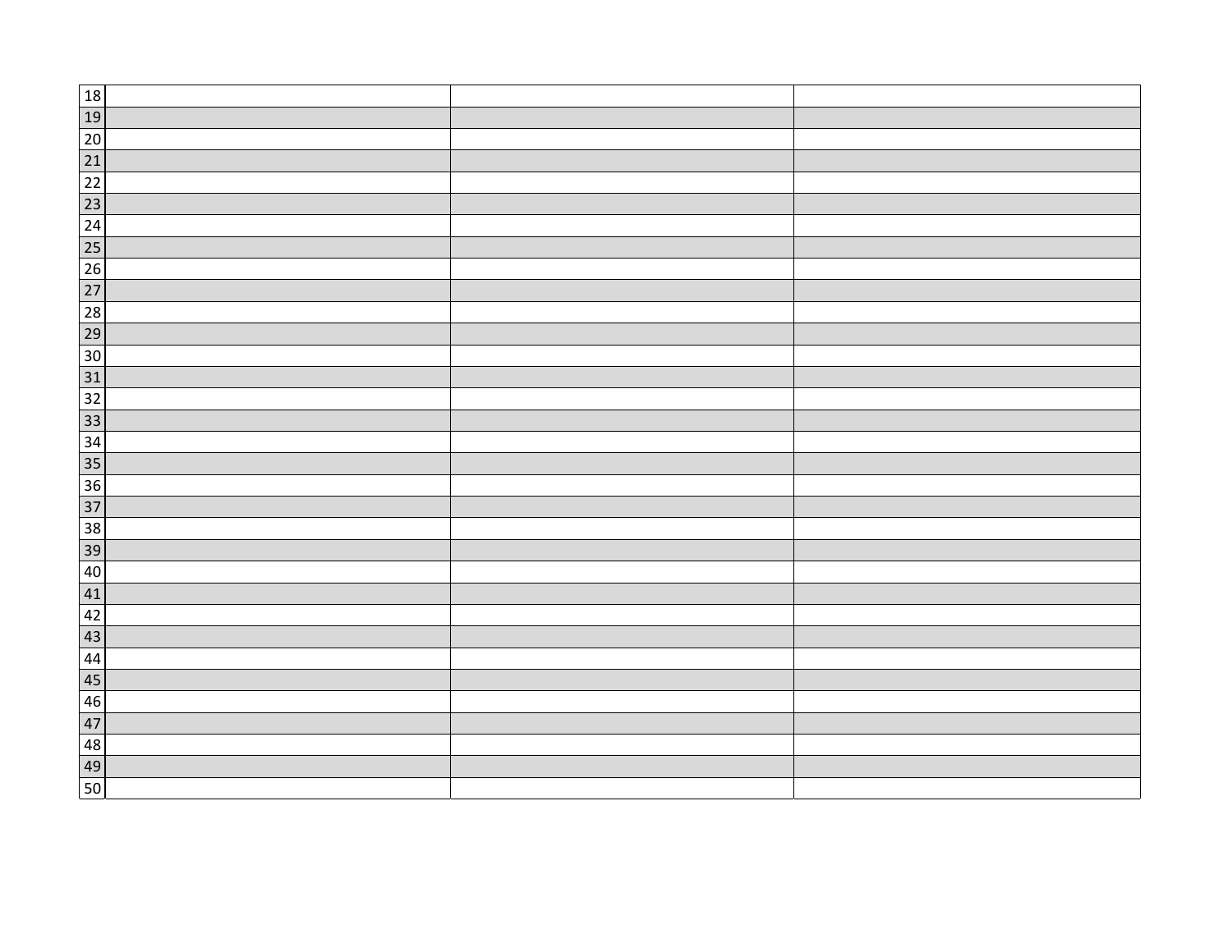| | | | |
|---|---|---|---|
| 18 | | | |
| 19 | | | |
| 20 | | | |
| 21 | | | |
| 22 | | | |
| 23 | | | |
| 24 | | | |
| 25 | | | |
| 26 | | | |
| 27 | | | |
| 28 | | | |
| 29 | | | |
| 30 | | | |
| 31 | | | |
| 32 | | | |
| 33 | | | |
| 34 | | | |
| 35 | | | |
| 36 | | | |
| 37 | | | |
| 38 | | | |
| 39 | | | |
| 40 | | | |
| 41 | | | |
| 42 | | | |
| 43 | | | |
| 44 | | | |
| 45 | | | |
| 46 | | | |
| 47 | | | |
| 48 | | | |
| 49 | | | |
| 50 | | | |